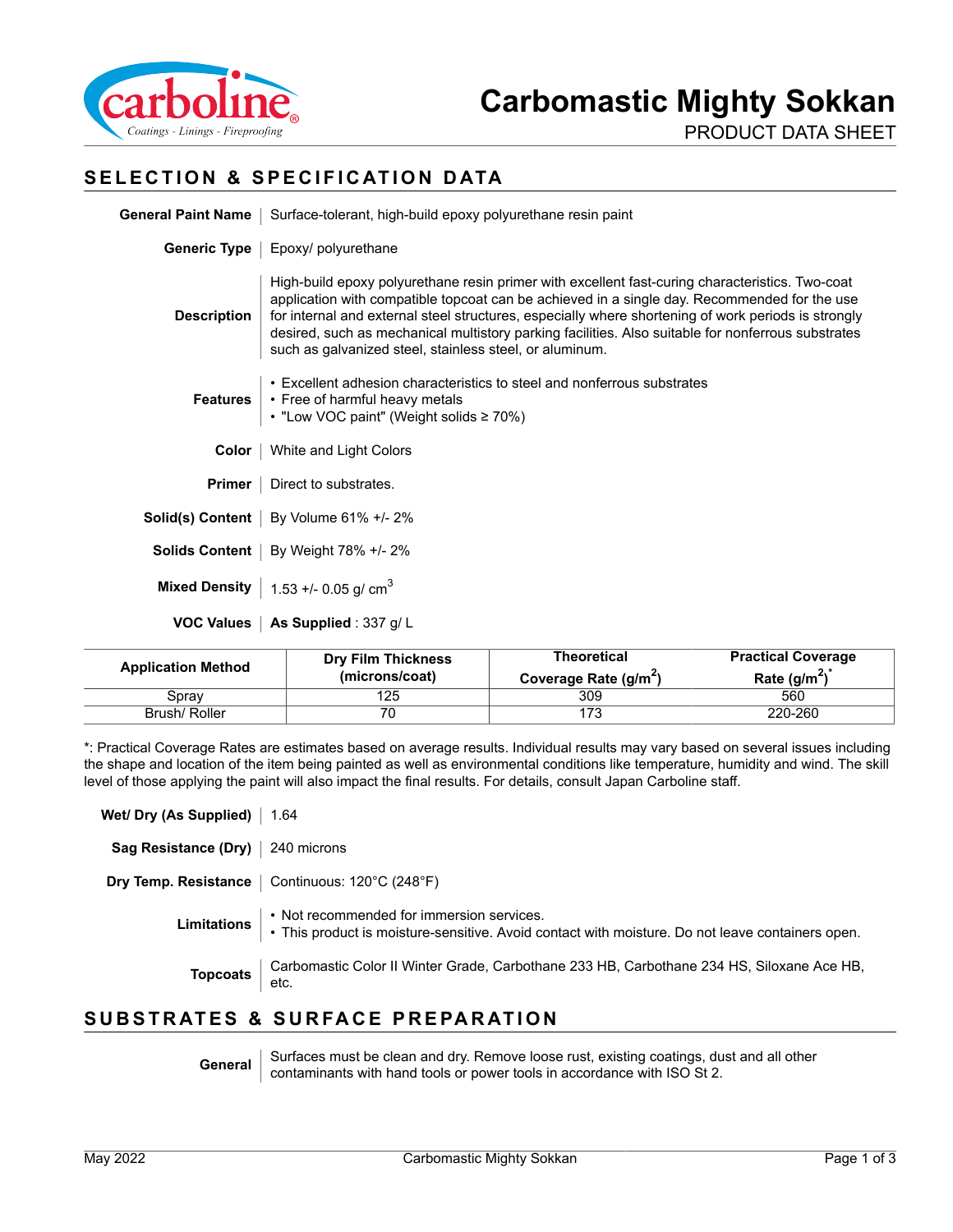# Carbomastic Mighty Sokkan

PRODUCT DATA SHEET

## SELECTION & SPECIFICATION DATA

**General Paint Name** | Surface-tolerant, high-build epoxy polyurethane resin paint

**Generic Type** | Epoxy/ polyurethane

**Description** | High-build epoxy polyurethane resin primer with excellent fast-curing characteristics. Two-coat application with compatible topcoat can be achieved in a single day. Recommended for the use for internal and external steel structures, especially where shortening of work periods is strongly desired, such as mechanical multistory parking facilities. Also suitable for nonferrous substrates such as galvanized steel, stainless steel, or aluminum.

**Features**
- Excellent adhesion characteristics to steel and nonferrous substrates
- Free of harmful heavy metals
- "Low VOC paint" (Weight solids ≥ 70%)

**Color** | White and Light Colors

**Primer** | Direct to substrates.

**Solid(s) Content** | By Volume 61% +/- 2%

**Solids Content** | By Weight 78% +/- 2%

**Mixed Density** | 1.53 +/- 0.05 g/ $cm^3$

**VOC Values** | **As Supplied** : 337 g/ L

| Application Method | Dry Film Thickness (microns/coat) | Theoretical Coverage Rate ($g/m^2$) | Practical Coverage Rate ($g/m^2$)* |
|---|---|---|---|
| Spray | 125 | 309 | 560 |
| Brush/ Roller | 70 | 173 | 220-260 |

*: Practical Coverage Rates are estimates based on average results. Individual results may vary based on several issues including the shape and location of the item being painted as well as environmental conditions like temperature, humidity and wind. The skill level of those applying the paint will also impact the final results. For details, consult Japan Carboline staff.

**Wet/ Dry (As Supplied)** | 1.64

**Sag Resistance (Dry)** | 240 microns

**Dry Temp. Resistance** | Continuous: 120°C (248°F)

**Limitations**
- Not recommended for immersion services.
- This product is moisture-sensitive. Avoid contact with moisture. Do not leave containers open.

**Topcoats** | Carbomastic Color II Winter Grade, Carbothane 233 HB, Carbothane 234 HS, Siloxane Ace HB, etc.

## SUBSTRATES & SURFACE PREPARATION

**General** | Surfaces must be clean and dry. Remove loose rust, existing coatings, dust and all other contaminants with hand tools or power tools in accordance with ISO St 2.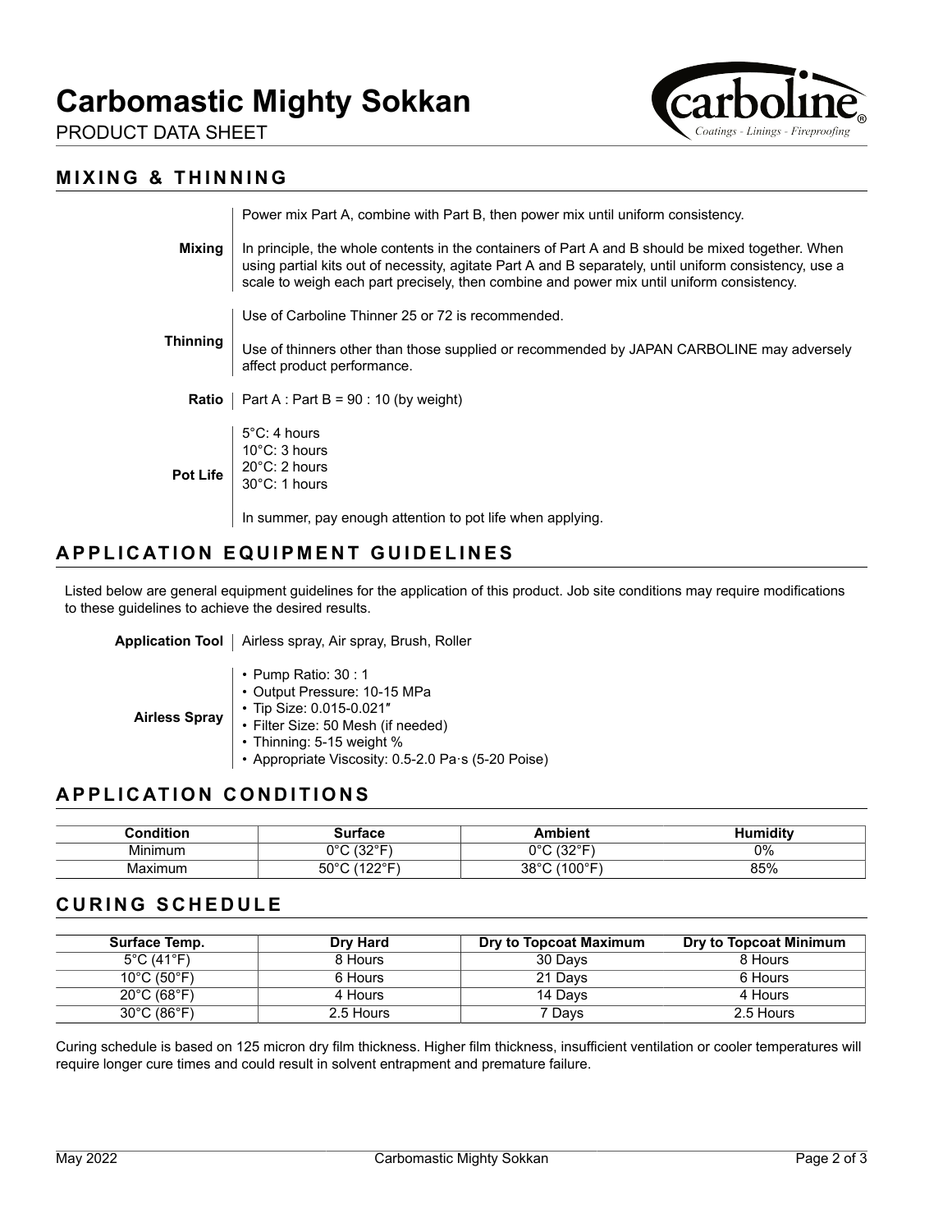# Carbomastic Mighty Sokkan

PRODUCT DATA SHEET

## MIXING & THINNING

**Mixing**

Power mix Part A, combine with Part B, then power mix until uniform consistency.

In principle, the whole contents in the containers of Part A and B should be mixed together. When using partial kits out of necessity, agitate Part A and B separately, until uniform consistency, use a scale to weigh each part precisely, then combine and power mix until uniform consistency.

**Thinning**

Use of Carboline Thinner 25 or 72 is recommended.

Use of thinners other than those supplied or recommended by JAPAN CARBOLINE may adversely affect product performance.

**Ratio**

Part A : Part B = 90 : 10 (by weight)

**Pot Life**

5°C: 4 hours
10°C: 3 hours
20°C: 2 hours
30°C: 1 hours

In summer, pay enough attention to pot life when applying.

## APPLICATION EQUIPMENT GUIDELINES

Listed below are general equipment guidelines for the application of this product. Job site conditions may require modifications to these guidelines to achieve the desired results.

**Application Tool**

Airless spray, Air spray, Brush, Roller

**Airless Spray**

- Pump Ratio: 30 : 1
- Output Pressure: 10-15 MPa
- Tip Size: 0.015-0.021″
- Filter Size: 50 Mesh (if needed)
- Thinning: 5-15 weight %
- Appropriate Viscosity: 0.5-2.0 Pa·s (5-20 Poise)

## APPLICATION CONDITIONS

| Condition | Surface | Ambient | Humidity |
|---|---|---|---|
| Minimum | 0°C (32°F) | 0°C (32°F) | 0% |
| Maximum | 50°C (122°F) | 38°C (100°F) | 85% |

## CURING SCHEDULE

| Surface Temp. | Dry Hard | Dry to Topcoat Maximum | Dry to Topcoat Minimum |
|---|---|---|---|
| 5°C (41°F) | 8 Hours | 30 Days | 8 Hours |
| 10°C (50°F) | 6 Hours | 21 Days | 6 Hours |
| 20°C (68°F) | 4 Hours | 14 Days | 4 Hours |
| 30°C (86°F) | 2.5 Hours | 7 Days | 2.5 Hours |

Curing schedule is based on 125 micron dry film thickness. Higher film thickness, insufficient ventilation or cooler temperatures will require longer cure times and could result in solvent entrapment and premature failure.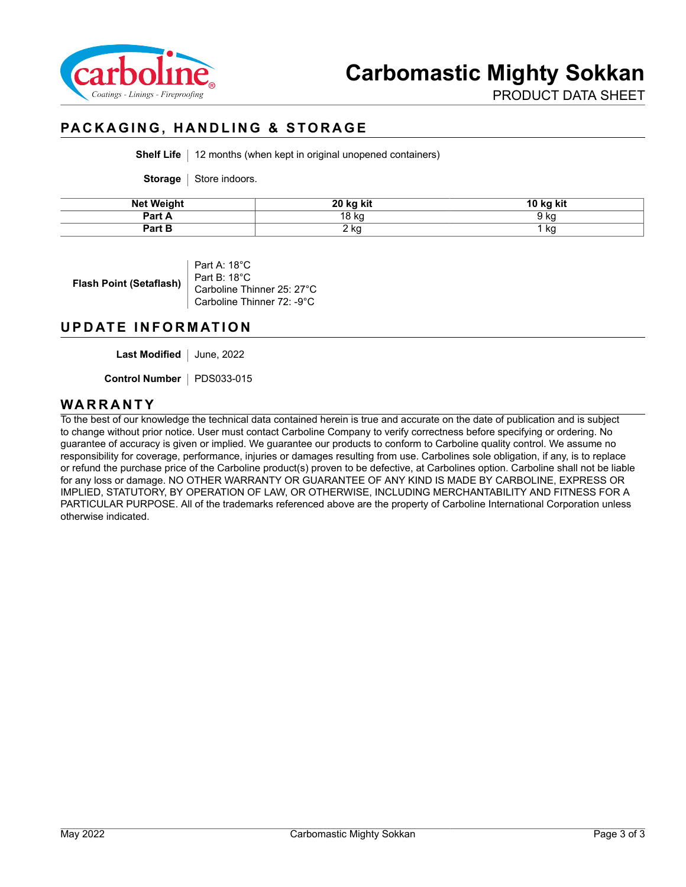## PACKAGING, HANDLING & STORAGE

**Shelf Life** | 12 months (when kept in original unopened containers)

**Storage** | Store indoors.

| Net Weight | 20 kg kit | 10 kg kit |
|---|---|---|
| Part A | 18 kg | 9 kg |
| Part B | 2 kg | 1 kg |

**Flash Point (Setaflash)** |
Part A: 18°C
Part B: 18°C
Carboline Thinner 25: 27°C
Carboline Thinner 72: -9°C

## UPDATE INFORMATION

**Last Modified** | June, 2022

**Control Number** | PDS033-015

## WARRANTY

To the best of our knowledge the technical data contained herein is true and accurate on the date of publication and is subject to change without prior notice. User must contact Carboline Company to verify correctness before specifying or ordering. No guarantee of accuracy is given or implied. We guarantee our products to conform to Carboline quality control. We assume no responsibility for coverage, performance, injuries or damages resulting from use. Carbolines sole obligation, if any, is to replace or refund the purchase price of the Carboline product(s) proven to be defective, at Carbolines option. Carboline shall not be liable for any loss or damage. NO OTHER WARRANTY OR GUARANTEE OF ANY KIND IS MADE BY CARBOLINE, EXPRESS OR IMPLIED, STATUTORY, BY OPERATION OF LAW, OR OTHERWISE, INCLUDING MERCHANTABILITY AND FITNESS FOR A PARTICULAR PURPOSE. All of the trademarks referenced above are the property of Carboline International Corporation unless otherwise indicated.